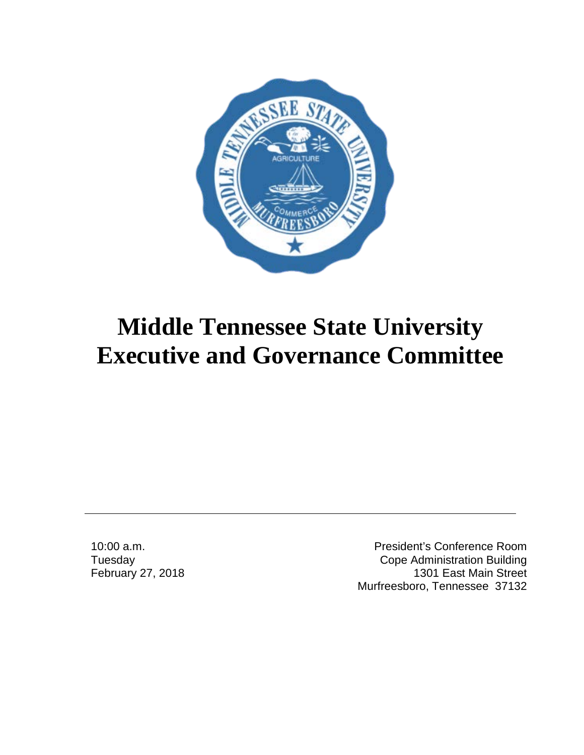# Middle Tennessee State University Executive and Governance Committee

---

10:00 a.m.
Tuesday
February 27, 2018

President's Conference Room
Cope Administration Building
1301 East Main Street
Murfreesboro, Tennessee 37132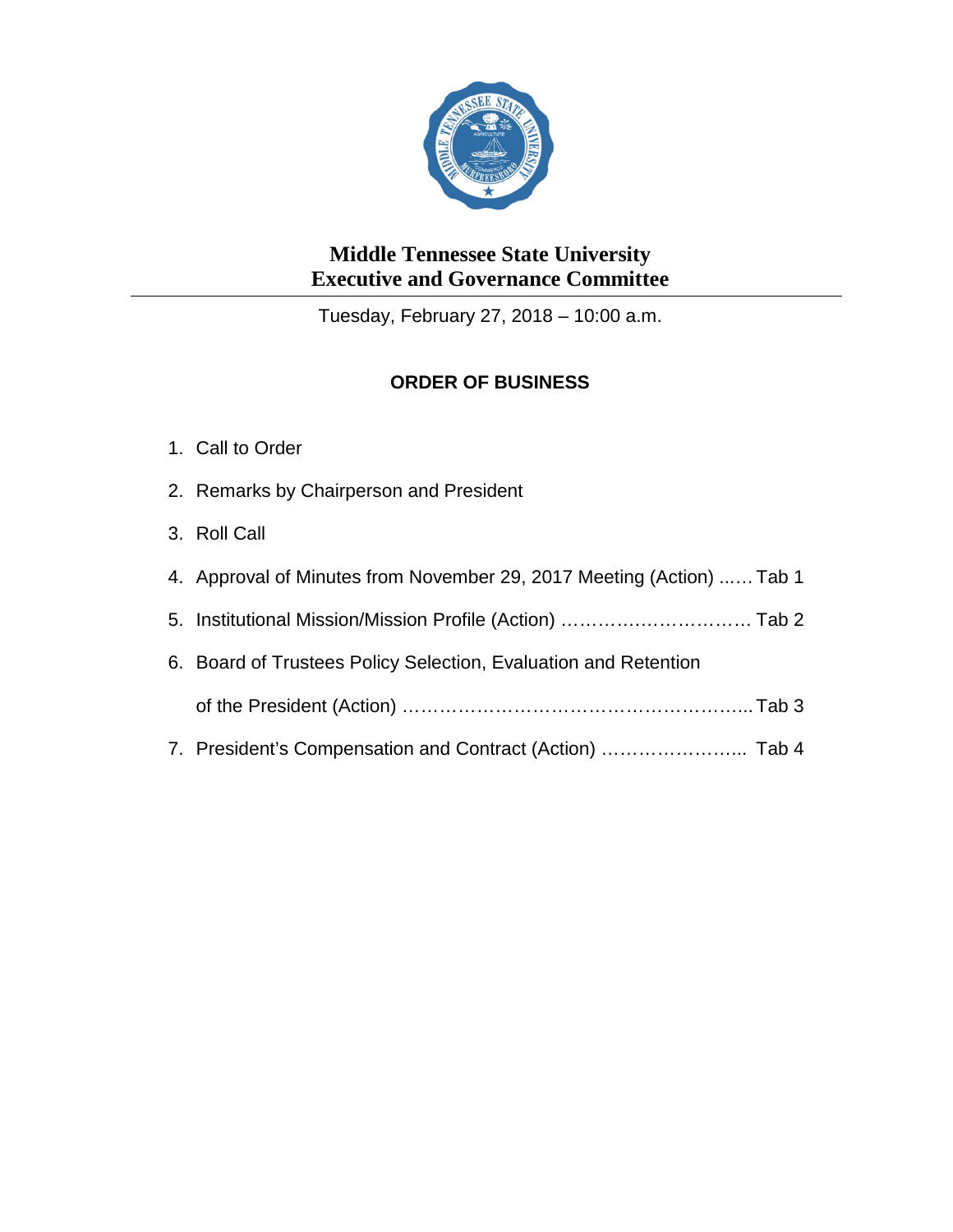# Middle Tennessee State University
# Executive and Governance Committee

Tuesday, February 27, 2018 – 10:00 a.m.

## ORDER OF BUSINESS

1. Call to Order
2. Remarks by Chairperson and President
3. Roll Call
4. Approval of Minutes from November 29, 2017 Meeting (Action) ...… Tab 1
5. Institutional Mission/Mission Profile (Action) ………………………… Tab 2
6. Board of Trustees Policy Selection, Evaluation and Retention of the President (Action) ……………………………………………….. Tab 3
7. President's Compensation and Contract (Action) …………………... Tab 4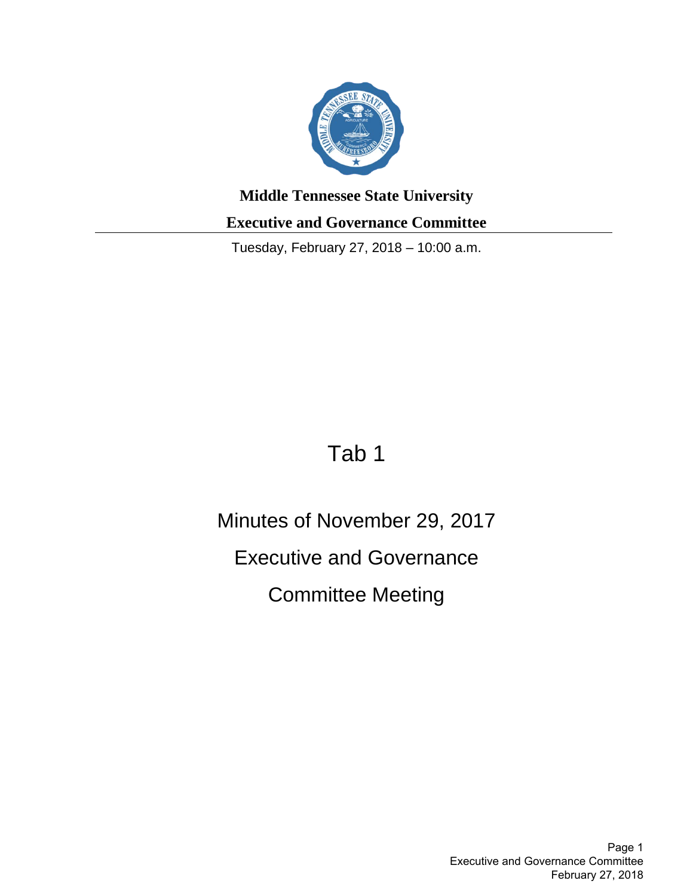**Middle Tennessee State University**

**Executive and Governance Committee**

Tuesday, February 27, 2018 – 10:00 a.m.

# Tab 1

## Minutes of November 29, 2017

## Executive and Governance

## Committee Meeting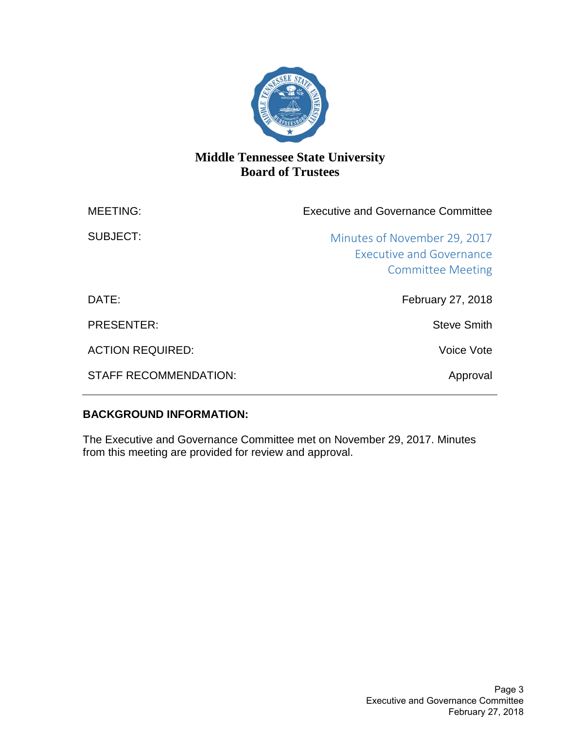# Middle Tennessee State University
## Board of Trustees

| | |
|---|---|
| MEETING: | Executive and Governance Committee |
| SUBJECT: | Minutes of November 29, 2017 Executive and Governance Committee Meeting |
| DATE: | February 27, 2018 |
| PRESENTER: | Steve Smith |
| ACTION REQUIRED: | Voice Vote |
| STAFF RECOMMENDATION: | Approval |

---

**BACKGROUND INFORMATION:**

The Executive and Governance Committee met on November 29, 2017. Minutes from this meeting are provided for review and approval.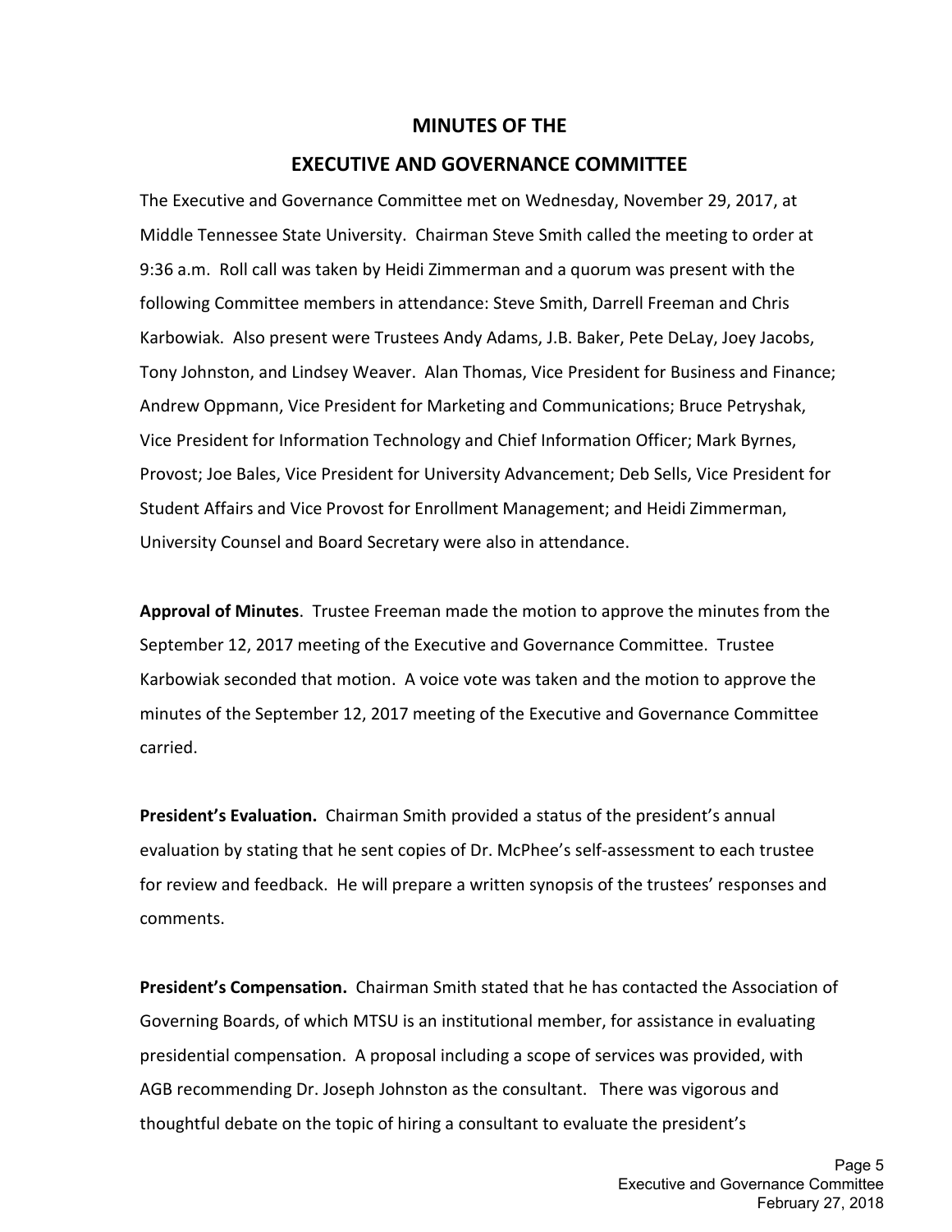## MINUTES OF THE

## EXECUTIVE AND GOVERNANCE COMMITTEE

The Executive and Governance Committee met on Wednesday, November 29, 2017, at Middle Tennessee State University. Chairman Steve Smith called the meeting to order at 9:36 a.m. Roll call was taken by Heidi Zimmerman and a quorum was present with the following Committee members in attendance: Steve Smith, Darrell Freeman and Chris Karbowiak. Also present were Trustees Andy Adams, J.B. Baker, Pete DeLay, Joey Jacobs, Tony Johnston, and Lindsey Weaver. Alan Thomas, Vice President for Business and Finance; Andrew Oppmann, Vice President for Marketing and Communications; Bruce Petryshak, Vice President for Information Technology and Chief Information Officer; Mark Byrnes, Provost; Joe Bales, Vice President for University Advancement; Deb Sells, Vice President for Student Affairs and Vice Provost for Enrollment Management; and Heidi Zimmerman, University Counsel and Board Secretary were also in attendance.

**Approval of Minutes**. Trustee Freeman made the motion to approve the minutes from the September 12, 2017 meeting of the Executive and Governance Committee. Trustee Karbowiak seconded that motion. A voice vote was taken and the motion to approve the minutes of the September 12, 2017 meeting of the Executive and Governance Committee carried.

**President's Evaluation.** Chairman Smith provided a status of the president's annual evaluation by stating that he sent copies of Dr. McPhee's self-assessment to each trustee for review and feedback. He will prepare a written synopsis of the trustees' responses and comments.

**President's Compensation.** Chairman Smith stated that he has contacted the Association of Governing Boards, of which MTSU is an institutional member, for assistance in evaluating presidential compensation. A proposal including a scope of services was provided, with AGB recommending Dr. Joseph Johnston as the consultant. There was vigorous and thoughtful debate on the topic of hiring a consultant to evaluate the president's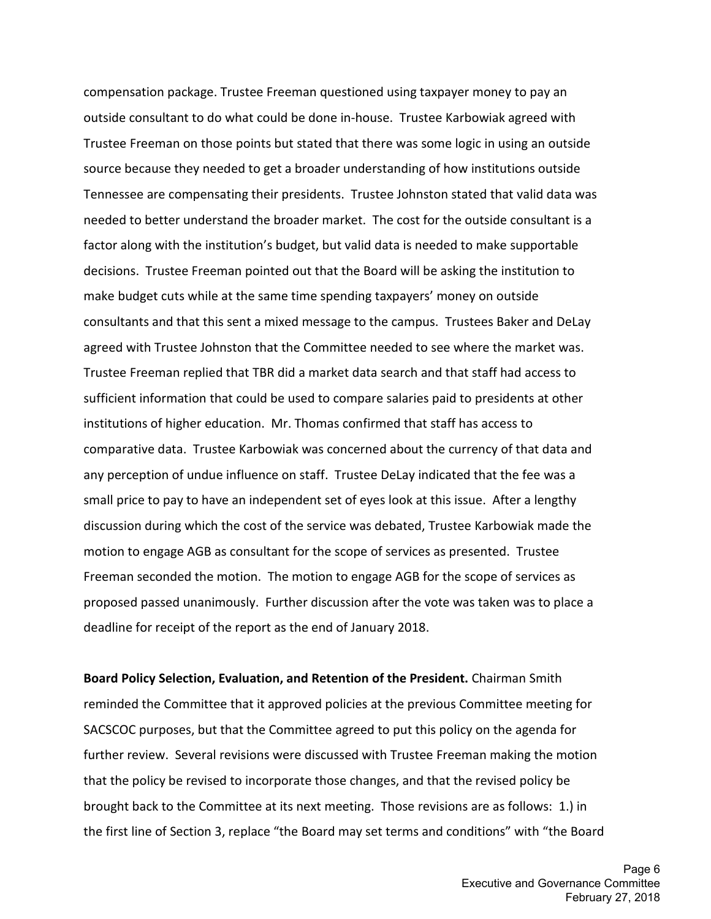compensation package. Trustee Freeman questioned using taxpayer money to pay an outside consultant to do what could be done in-house. Trustee Karbowiak agreed with Trustee Freeman on those points but stated that there was some logic in using an outside source because they needed to get a broader understanding of how institutions outside Tennessee are compensating their presidents. Trustee Johnston stated that valid data was needed to better understand the broader market. The cost for the outside consultant is a factor along with the institution's budget, but valid data is needed to make supportable decisions. Trustee Freeman pointed out that the Board will be asking the institution to make budget cuts while at the same time spending taxpayers' money on outside consultants and that this sent a mixed message to the campus. Trustees Baker and DeLay agreed with Trustee Johnston that the Committee needed to see where the market was. Trustee Freeman replied that TBR did a market data search and that staff had access to sufficient information that could be used to compare salaries paid to presidents at other institutions of higher education. Mr. Thomas confirmed that staff has access to comparative data. Trustee Karbowiak was concerned about the currency of that data and any perception of undue influence on staff. Trustee DeLay indicated that the fee was a small price to pay to have an independent set of eyes look at this issue. After a lengthy discussion during which the cost of the service was debated, Trustee Karbowiak made the motion to engage AGB as consultant for the scope of services as presented. Trustee Freeman seconded the motion. The motion to engage AGB for the scope of services as proposed passed unanimously. Further discussion after the vote was taken was to place a deadline for receipt of the report as the end of January 2018.

**Board Policy Selection, Evaluation, and Retention of the President.** Chairman Smith reminded the Committee that it approved policies at the previous Committee meeting for SACSCOC purposes, but that the Committee agreed to put this policy on the agenda for further review. Several revisions were discussed with Trustee Freeman making the motion that the policy be revised to incorporate those changes, and that the revised policy be brought back to the Committee at its next meeting. Those revisions are as follows: 1.) in the first line of Section 3, replace "the Board may set terms and conditions" with "the Board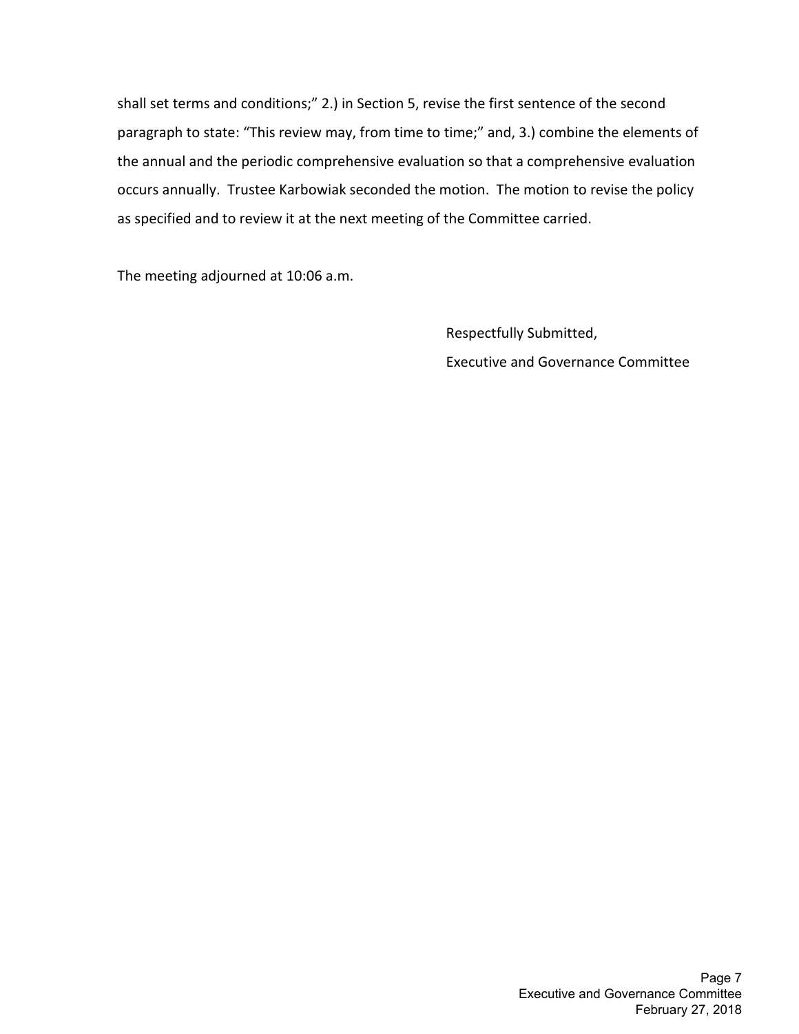shall set terms and conditions;" 2.) in Section 5, revise the first sentence of the second paragraph to state: "This review may, from time to time;" and, 3.) combine the elements of the annual and the periodic comprehensive evaluation so that a comprehensive evaluation occurs annually. Trustee Karbowiak seconded the motion. The motion to revise the policy as specified and to review it at the next meeting of the Committee carried.

The meeting adjourned at 10:06 a.m.

Respectfully Submitted,

Executive and Governance Committee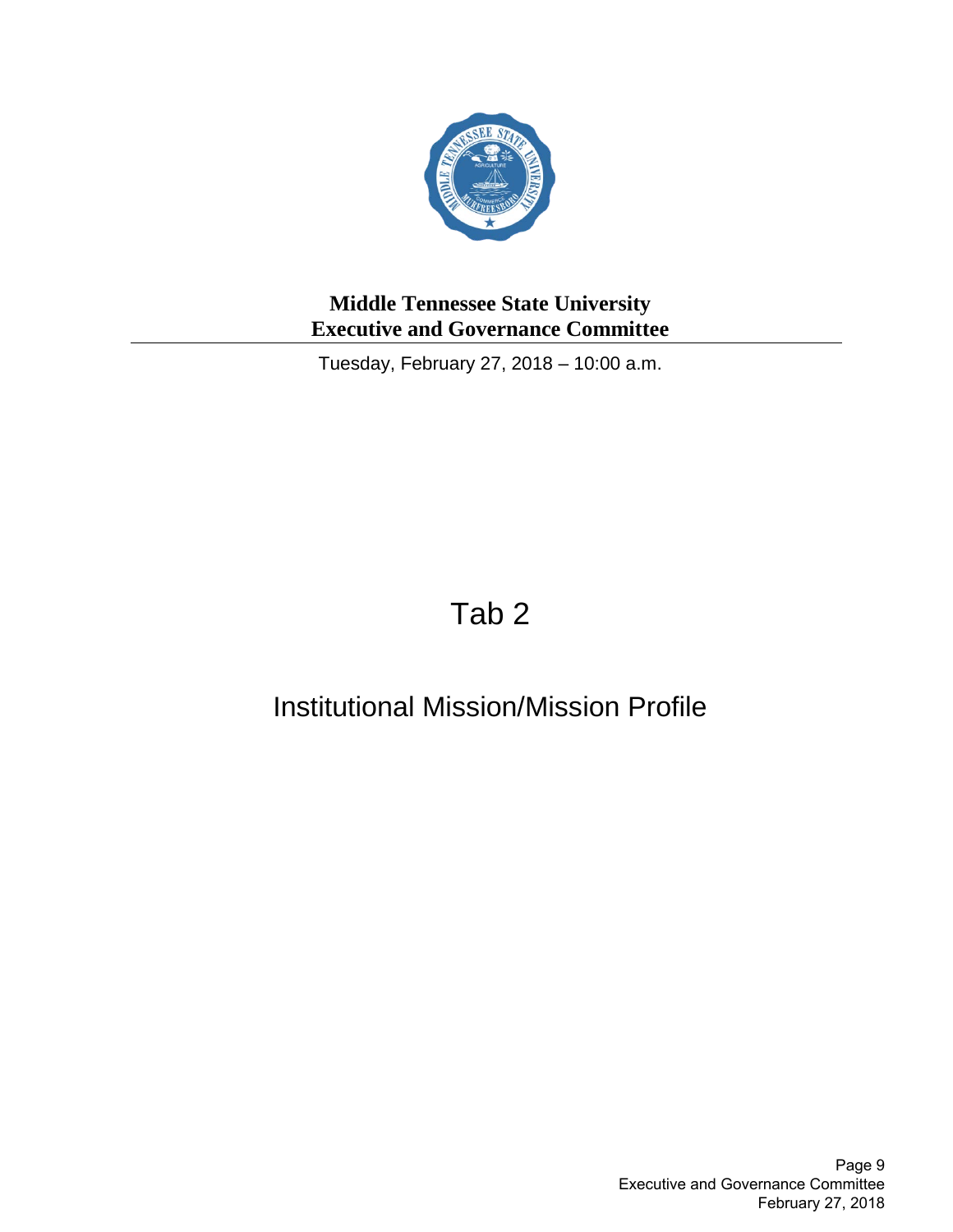**Middle Tennessee State University**
**Executive and Governance Committee**

Tuesday, February 27, 2018 – 10:00 a.m.

# Tab 2

## Institutional Mission/Mission Profile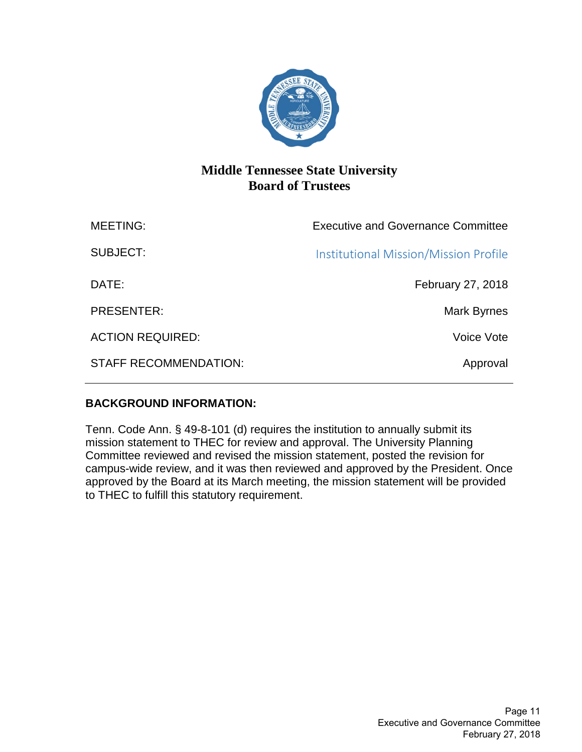# Middle Tennessee State University
## Board of Trustees

| | |
|---|---|
| MEETING: | Executive and Governance Committee |
| SUBJECT: | Institutional Mission/Mission Profile |
| DATE: | February 27, 2018 |
| PRESENTER: | Mark Byrnes |
| ACTION REQUIRED: | Voice Vote |
| STAFF RECOMMENDATION: | Approval |

---

**BACKGROUND INFORMATION:**

Tenn. Code Ann. § 49-8-101 (d) requires the institution to annually submit its mission statement to THEC for review and approval. The University Planning Committee reviewed and revised the mission statement, posted the revision for campus-wide review, and it was then reviewed and approved by the President. Once approved by the Board at its March meeting, the mission statement will be provided to THEC to fulfill this statutory requirement.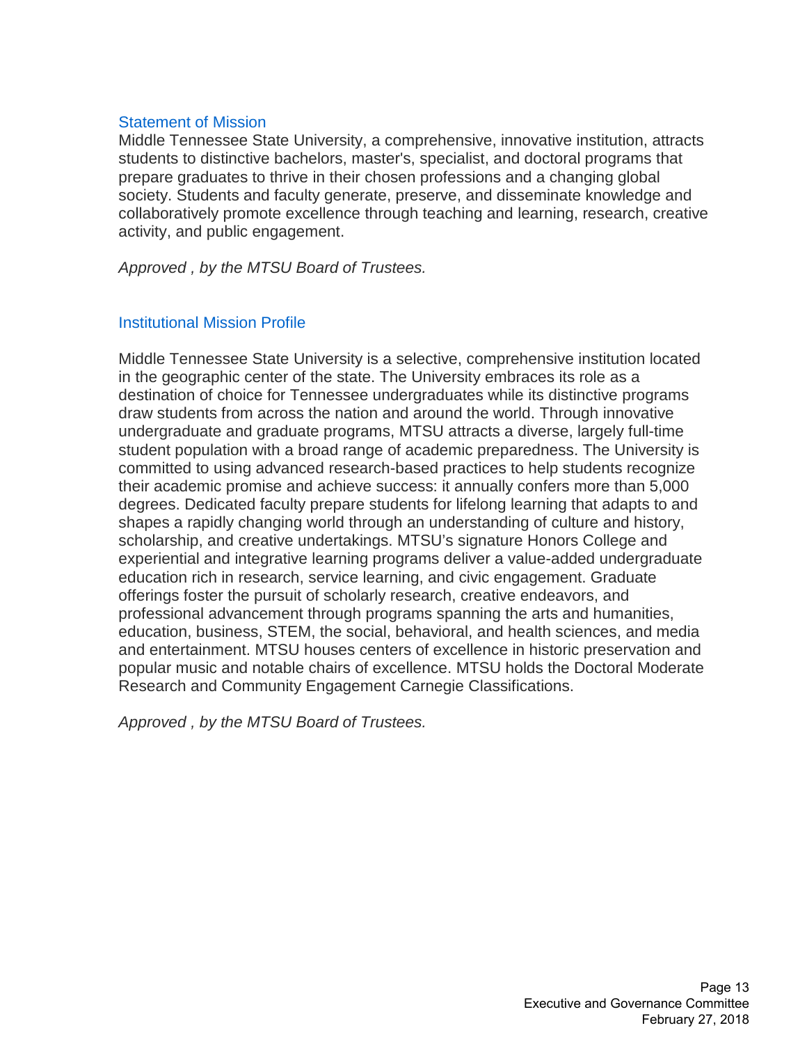## Statement of Mission

Middle Tennessee State University, a comprehensive, innovative institution, attracts students to distinctive bachelors, master's, specialist, and doctoral programs that prepare graduates to thrive in their chosen professions and a changing global society. Students and faculty generate, preserve, and disseminate knowledge and collaboratively promote excellence through teaching and learning, research, creative activity, and public engagement.

*Approved , by the MTSU Board of Trustees.*

## Institutional Mission Profile

Middle Tennessee State University is a selective, comprehensive institution located in the geographic center of the state. The University embraces its role as a destination of choice for Tennessee undergraduates while its distinctive programs draw students from across the nation and around the world. Through innovative undergraduate and graduate programs, MTSU attracts a diverse, largely full-time student population with a broad range of academic preparedness. The University is committed to using advanced research-based practices to help students recognize their academic promise and achieve success: it annually confers more than 5,000 degrees. Dedicated faculty prepare students for lifelong learning that adapts to and shapes a rapidly changing world through an understanding of culture and history, scholarship, and creative undertakings. MTSU's signature Honors College and experiential and integrative learning programs deliver a value-added undergraduate education rich in research, service learning, and civic engagement. Graduate offerings foster the pursuit of scholarly research, creative endeavors, and professional advancement through programs spanning the arts and humanities, education, business, STEM, the social, behavioral, and health sciences, and media and entertainment. MTSU houses centers of excellence in historic preservation and popular music and notable chairs of excellence. MTSU holds the Doctoral Moderate Research and Community Engagement Carnegie Classifications.

*Approved , by the MTSU Board of Trustees.*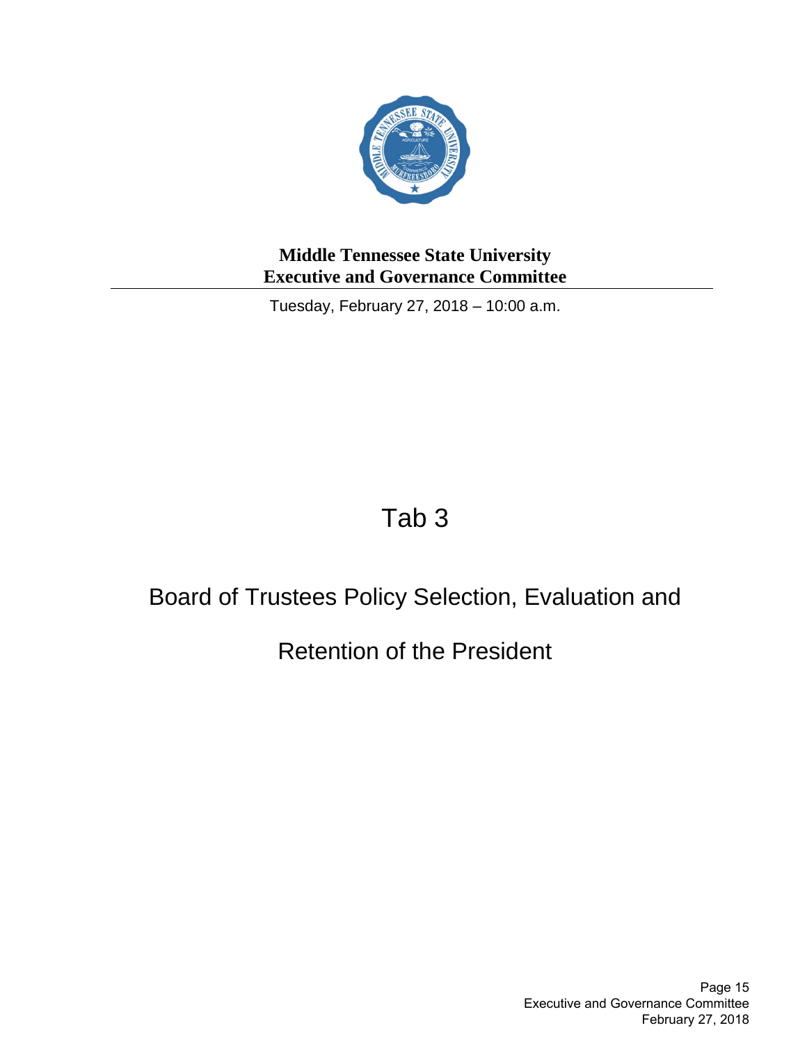**Middle Tennessee State University**
**Executive and Governance Committee**

Tuesday, February 27, 2018 – 10:00 a.m.

# Tab 3

## Board of Trustees Policy Selection, Evaluation and Retention of the President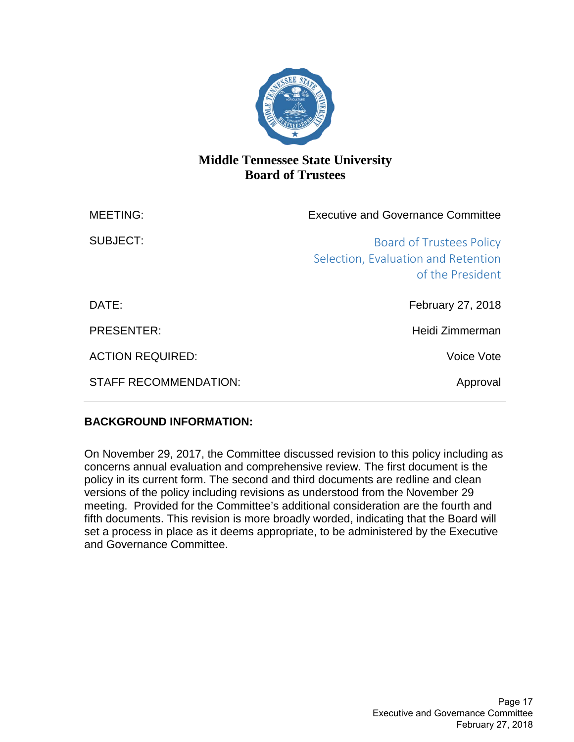# Middle Tennessee State University
## Board of Trustees

| | |
|---|---|
| MEETING: | Executive and Governance Committee |
| SUBJECT: | Board of Trustees Policy Selection, Evaluation and Retention of the President |
| DATE: | February 27, 2018 |
| PRESENTER: | Heidi Zimmerman |
| ACTION REQUIRED: | Voice Vote |
| STAFF RECOMMENDATION: | Approval |

---

**BACKGROUND INFORMATION:**

On November 29, 2017, the Committee discussed revision to this policy including as concerns annual evaluation and comprehensive review. The first document is the policy in its current form. The second and third documents are redline and clean versions of the policy including revisions as understood from the November 29 meeting. Provided for the Committee's additional consideration are the fourth and fifth documents. This revision is more broadly worded, indicating that the Board will set a process in place as it deems appropriate, to be administered by the Executive and Governance Committee.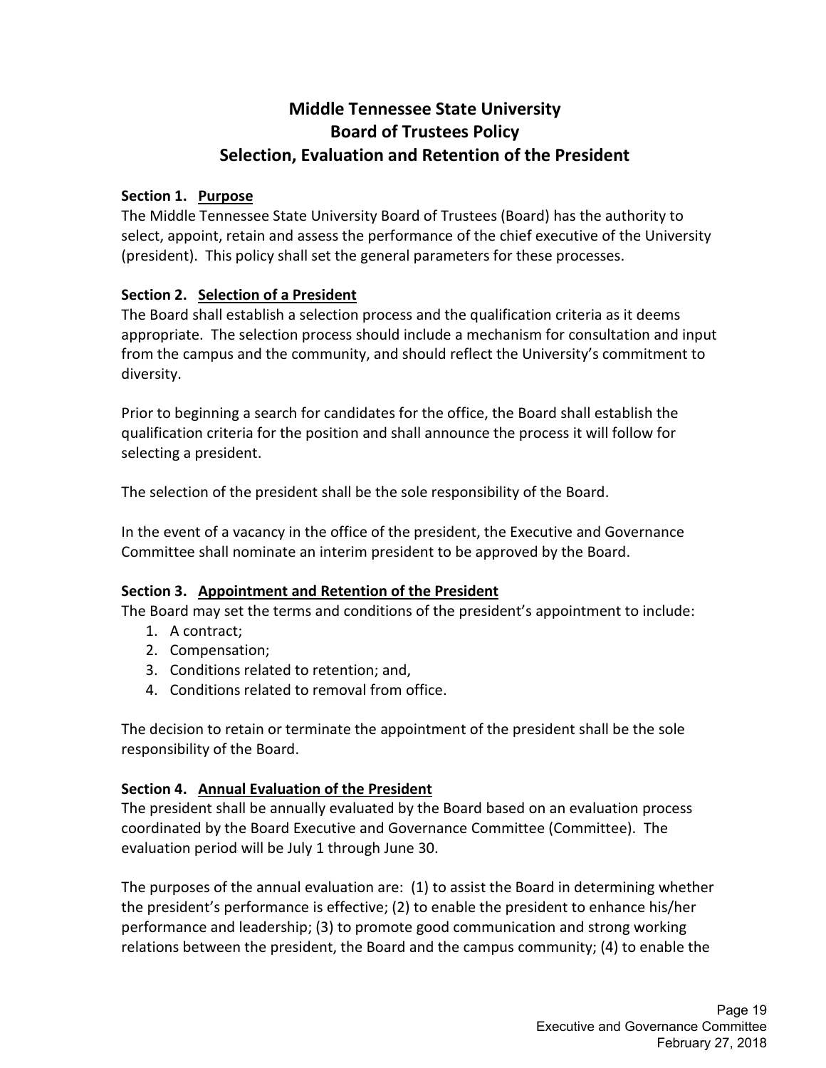# Middle Tennessee State University
# Board of Trustees Policy
# Selection, Evaluation and Retention of the President

**Section 1. <u>Purpose</u>**

The Middle Tennessee State University Board of Trustees (Board) has the authority to select, appoint, retain and assess the performance of the chief executive of the University (president). This policy shall set the general parameters for these processes.

**Section 2. <u>Selection of a President</u>**

The Board shall establish a selection process and the qualification criteria as it deems appropriate. The selection process should include a mechanism for consultation and input from the campus and the community, and should reflect the University's commitment to diversity.

Prior to beginning a search for candidates for the office, the Board shall establish the qualification criteria for the position and shall announce the process it will follow for selecting a president.

The selection of the president shall be the sole responsibility of the Board.

In the event of a vacancy in the office of the president, the Executive and Governance Committee shall nominate an interim president to be approved by the Board.

**Section 3. <u>Appointment and Retention of the President</u>**

The Board may set the terms and conditions of the president's appointment to include:

1. A contract;
2. Compensation;
3. Conditions related to retention; and,
4. Conditions related to removal from office.

The decision to retain or terminate the appointment of the president shall be the sole responsibility of the Board.

**Section 4. <u>Annual Evaluation of the President</u>**

The president shall be annually evaluated by the Board based on an evaluation process coordinated by the Board Executive and Governance Committee (Committee). The evaluation period will be July 1 through June 30.

The purposes of the annual evaluation are: (1) to assist the Board in determining whether the president's performance is effective; (2) to enable the president to enhance his/her performance and leadership; (3) to promote good communication and strong working relations between the president, the Board and the campus community; (4) to enable the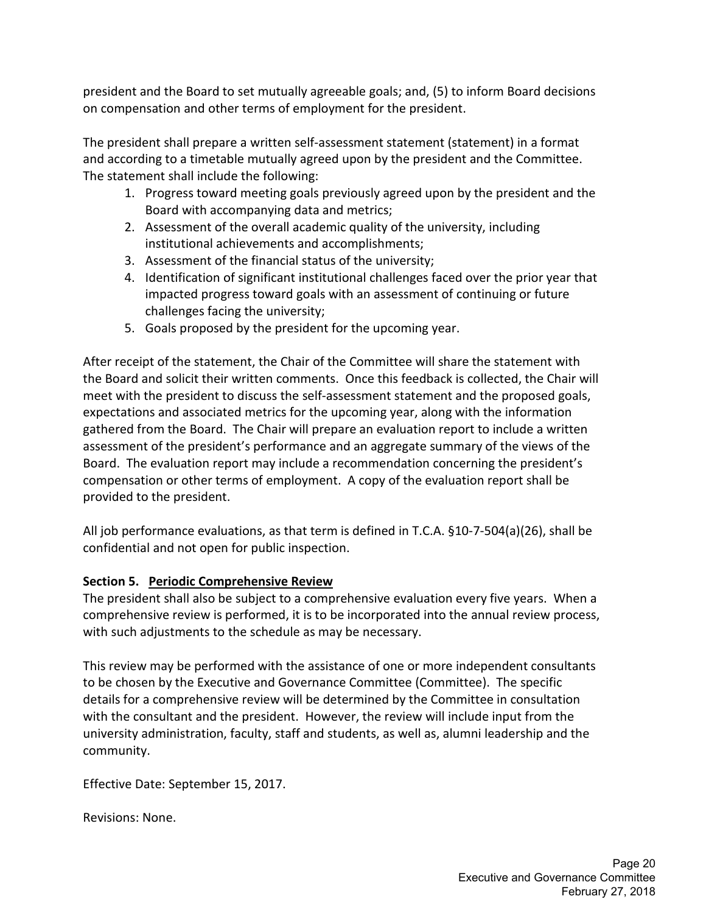president and the Board to set mutually agreeable goals; and, (5) to inform Board decisions on compensation and other terms of employment for the president.

The president shall prepare a written self-assessment statement (statement) in a format and according to a timetable mutually agreed upon by the president and the Committee. The statement shall include the following:

1. Progress toward meeting goals previously agreed upon by the president and the Board with accompanying data and metrics;
2. Assessment of the overall academic quality of the university, including institutional achievements and accomplishments;
3. Assessment of the financial status of the university;
4. Identification of significant institutional challenges faced over the prior year that impacted progress toward goals with an assessment of continuing or future challenges facing the university;
5. Goals proposed by the president for the upcoming year.

After receipt of the statement, the Chair of the Committee will share the statement with the Board and solicit their written comments. Once this feedback is collected, the Chair will meet with the president to discuss the self-assessment statement and the proposed goals, expectations and associated metrics for the upcoming year, along with the information gathered from the Board. The Chair will prepare an evaluation report to include a written assessment of the president's performance and an aggregate summary of the views of the Board. The evaluation report may include a recommendation concerning the president's compensation or other terms of employment. A copy of the evaluation report shall be provided to the president.

All job performance evaluations, as that term is defined in T.C.A. §10-7-504(a)(26), shall be confidential and not open for public inspection.

**Section 5. Periodic Comprehensive Review**

The president shall also be subject to a comprehensive evaluation every five years. When a comprehensive review is performed, it is to be incorporated into the annual review process, with such adjustments to the schedule as may be necessary.

This review may be performed with the assistance of one or more independent consultants to be chosen by the Executive and Governance Committee (Committee). The specific details for a comprehensive review will be determined by the Committee in consultation with the consultant and the president. However, the review will include input from the university administration, faculty, staff and students, as well as, alumni leadership and the community.

Effective Date: September 15, 2017.

Revisions: None.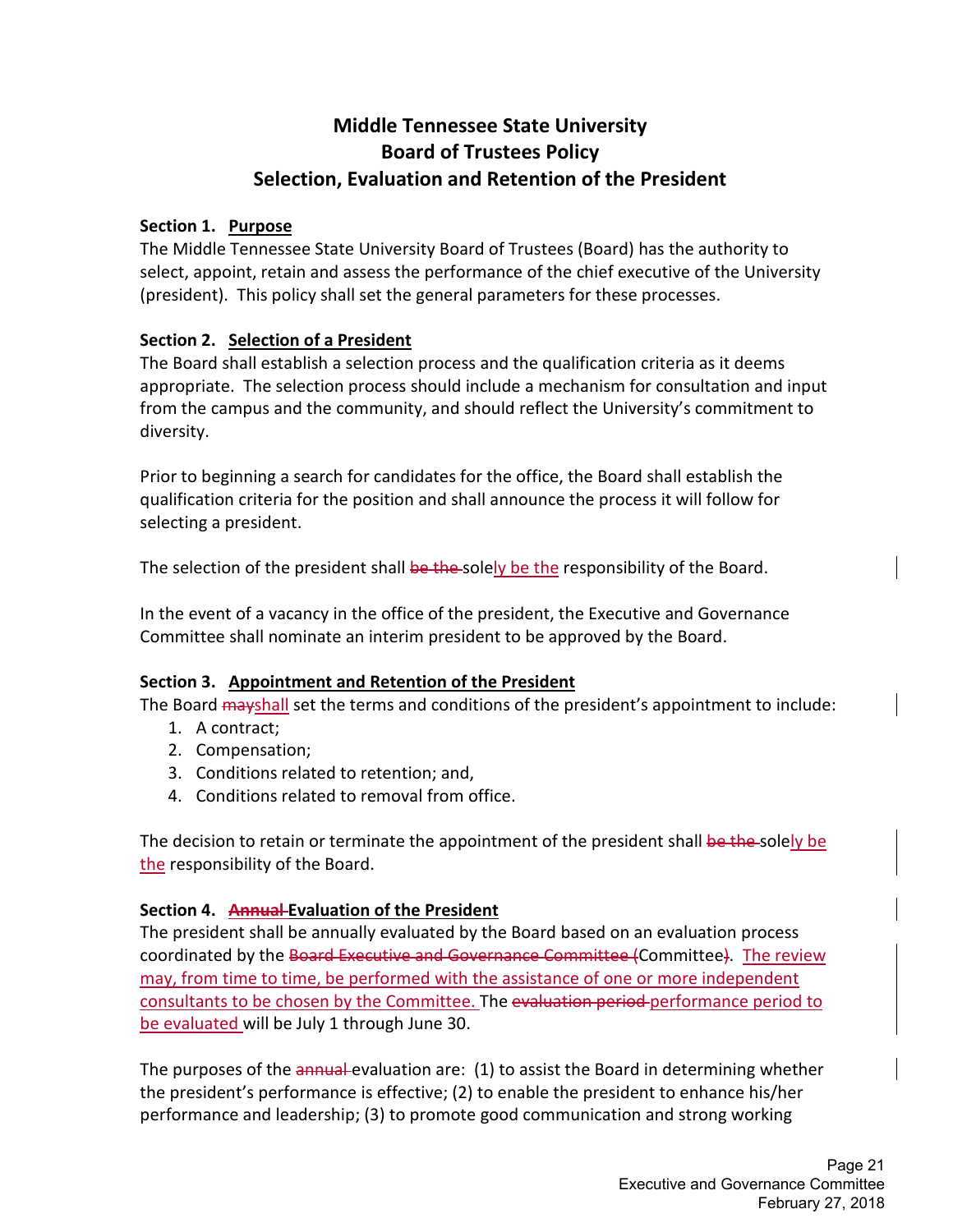# Middle Tennessee State University
# Board of Trustees Policy
# Selection, Evaluation and Retention of the President

**Section 1. Purpose**

The Middle Tennessee State University Board of Trustees (Board) has the authority to select, appoint, retain and assess the performance of the chief executive of the University (president). This policy shall set the general parameters for these processes.

**Section 2. Selection of a President**

The Board shall establish a selection process and the qualification criteria as it deems appropriate. The selection process should include a mechanism for consultation and input from the campus and the community, and should reflect the University's commitment to diversity.

Prior to beginning a search for candidates for the office, the Board shall establish the qualification criteria for the position and shall announce the process it will follow for selecting a president.

The selection of the president shall ~~be the~~ sole<u>ly be the</u> responsibility of the Board.

In the event of a vacancy in the office of the president, the Executive and Governance Committee shall nominate an interim president to be approved by the Board.

**Section 3. Appointment and Retention of the President**

The Board ~~may~~<u>shall</u> set the terms and conditions of the president's appointment to include:

1. A contract;
2. Compensation;
3. Conditions related to retention; and,
4. Conditions related to removal from office.

The decision to retain or terminate the appointment of the president shall ~~be the~~ sole<u>ly be the</u> responsibility of the Board.

**Section 4. ~~Annual~~ Evaluation of the President**

The president shall be annually evaluated by the Board based on an evaluation process coordinated by the ~~Board Executive and Governance Committee (~~Committee~~)~~. <u>The review may, from time to time, be performed with the assistance of one or more independent consultants to be chosen by the Committee.</u> The ~~evaluation period~~ <u>performance period to be evaluated</u> will be July 1 through June 30.

The purposes of the ~~annual~~ evaluation are: (1) to assist the Board in determining whether the president's performance is effective; (2) to enable the president to enhance his/her performance and leadership; (3) to promote good communication and strong working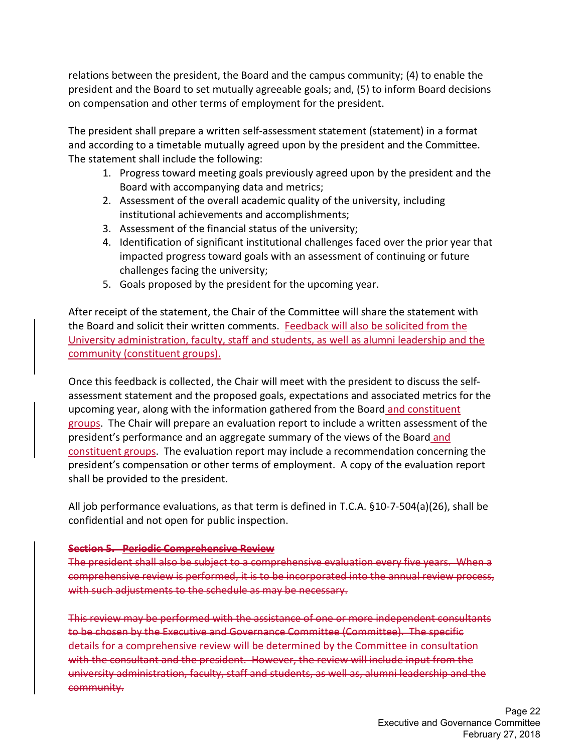relations between the president, the Board and the campus community; (4) to enable the president and the Board to set mutually agreeable goals; and, (5) to inform Board decisions on compensation and other terms of employment for the president.

The president shall prepare a written self-assessment statement (statement) in a format and according to a timetable mutually agreed upon by the president and the Committee. The statement shall include the following:

1. Progress toward meeting goals previously agreed upon by the president and the Board with accompanying data and metrics;
2. Assessment of the overall academic quality of the university, including institutional achievements and accomplishments;
3. Assessment of the financial status of the university;
4. Identification of significant institutional challenges faced over the prior year that impacted progress toward goals with an assessment of continuing or future challenges facing the university;
5. Goals proposed by the president for the upcoming year.

After receipt of the statement, the Chair of the Committee will share the statement with the Board and solicit their written comments. Feedback will also be solicited from the University administration, faculty, staff and students, as well as alumni leadership and the community (constituent groups).

Once this feedback is collected, the Chair will meet with the president to discuss the self-assessment statement and the proposed goals, expectations and associated metrics for the upcoming year, along with the information gathered from the Board and constituent groups. The Chair will prepare an evaluation report to include a written assessment of the president's performance and an aggregate summary of the views of the Board and constituent groups. The evaluation report may include a recommendation concerning the president's compensation or other terms of employment. A copy of the evaluation report shall be provided to the president.

All job performance evaluations, as that term is defined in T.C.A. §10-7-504(a)(26), shall be confidential and not open for public inspection.

~~**Section 5. Periodic Comprehensive Review**~~

~~The president shall also be subject to a comprehensive evaluation every five years. When a comprehensive review is performed, it is to be incorporated into the annual review process, with such adjustments to the schedule as may be necessary.~~

~~This review may be performed with the assistance of one or more independent consultants to be chosen by the Executive and Governance Committee (Committee). The specific details for a comprehensive review will be determined by the Committee in consultation with the consultant and the president. However, the review will include input from the university administration, faculty, staff and students, as well as, alumni leadership and the community.~~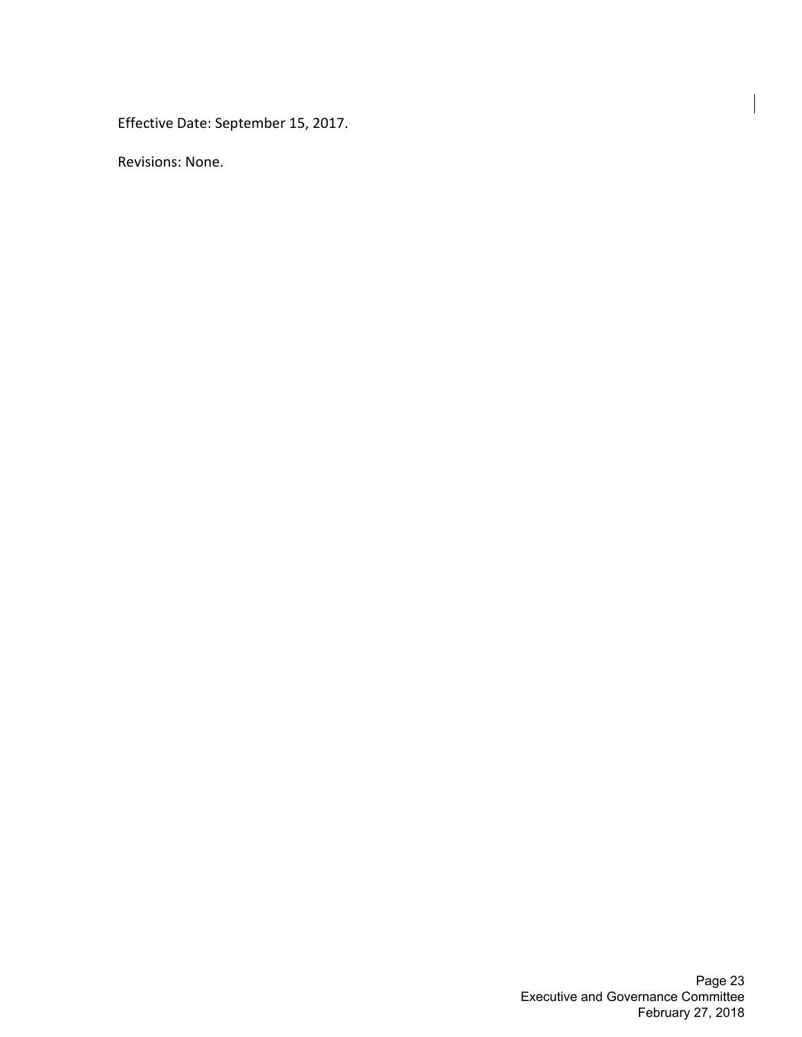Effective Date: September 15, 2017.

Revisions: None.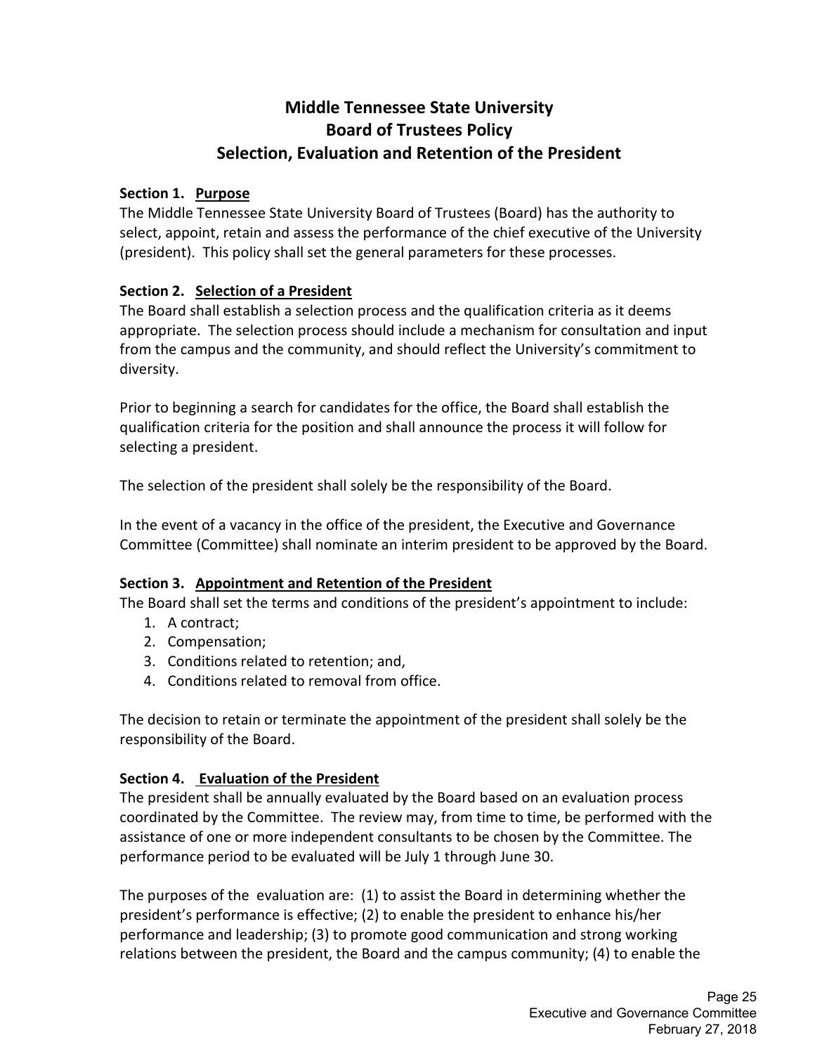# Middle Tennessee State University
# Board of Trustees Policy
# Selection, Evaluation and Retention of the President

**Section 1. Purpose**

The Middle Tennessee State University Board of Trustees (Board) has the authority to select, appoint, retain and assess the performance of the chief executive of the University (president). This policy shall set the general parameters for these processes.

**Section 2. Selection of a President**

The Board shall establish a selection process and the qualification criteria as it deems appropriate. The selection process should include a mechanism for consultation and input from the campus and the community, and should reflect the University's commitment to diversity.

Prior to beginning a search for candidates for the office, the Board shall establish the qualification criteria for the position and shall announce the process it will follow for selecting a president.

The selection of the president shall solely be the responsibility of the Board.

In the event of a vacancy in the office of the president, the Executive and Governance Committee (Committee) shall nominate an interim president to be approved by the Board.

**Section 3. Appointment and Retention of the President**

The Board shall set the terms and conditions of the president's appointment to include:

1. A contract;
2. Compensation;
3. Conditions related to retention; and,
4. Conditions related to removal from office.

The decision to retain or terminate the appointment of the president shall solely be the responsibility of the Board.

**Section 4. Evaluation of the President**

The president shall be annually evaluated by the Board based on an evaluation process coordinated by the Committee. The review may, from time to time, be performed with the assistance of one or more independent consultants to be chosen by the Committee. The performance period to be evaluated will be July 1 through June 30.

The purposes of the evaluation are: (1) to assist the Board in determining whether the president's performance is effective; (2) to enable the president to enhance his/her performance and leadership; (3) to promote good communication and strong working relations between the president, the Board and the campus community; (4) to enable the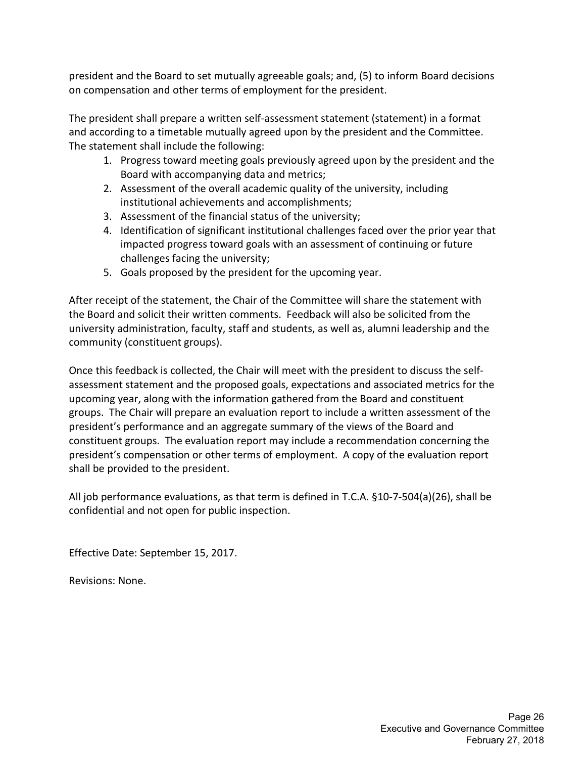president and the Board to set mutually agreeable goals; and, (5) to inform Board decisions on compensation and other terms of employment for the president.

The president shall prepare a written self-assessment statement (statement) in a format and according to a timetable mutually agreed upon by the president and the Committee. The statement shall include the following:

1. Progress toward meeting goals previously agreed upon by the president and the Board with accompanying data and metrics;
2. Assessment of the overall academic quality of the university, including institutional achievements and accomplishments;
3. Assessment of the financial status of the university;
4. Identification of significant institutional challenges faced over the prior year that impacted progress toward goals with an assessment of continuing or future challenges facing the university;
5. Goals proposed by the president for the upcoming year.

After receipt of the statement, the Chair of the Committee will share the statement with the Board and solicit their written comments. Feedback will also be solicited from the university administration, faculty, staff and students, as well as, alumni leadership and the community (constituent groups).

Once this feedback is collected, the Chair will meet with the president to discuss the self-assessment statement and the proposed goals, expectations and associated metrics for the upcoming year, along with the information gathered from the Board and constituent groups. The Chair will prepare an evaluation report to include a written assessment of the president's performance and an aggregate summary of the views of the Board and constituent groups. The evaluation report may include a recommendation concerning the president's compensation or other terms of employment. A copy of the evaluation report shall be provided to the president.

All job performance evaluations, as that term is defined in T.C.A. §10-7-504(a)(26), shall be confidential and not open for public inspection.

Effective Date: September 15, 2017.

Revisions: None.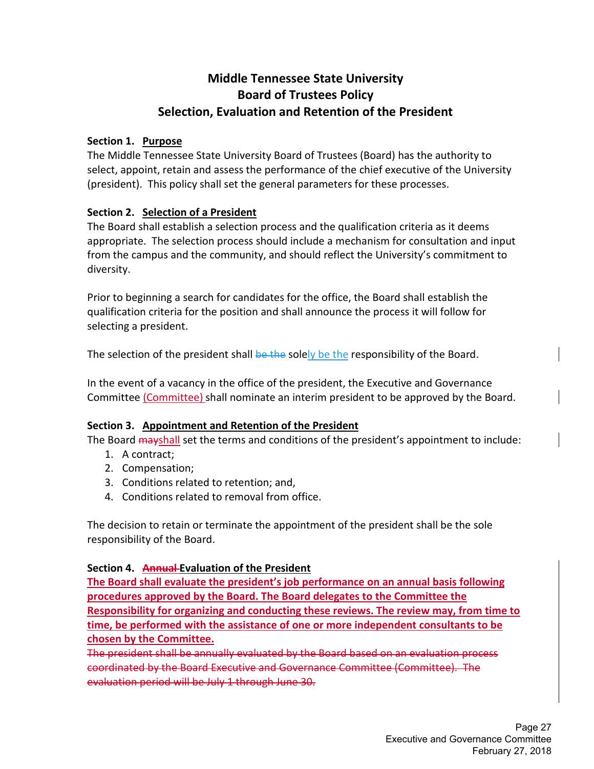# Middle Tennessee State University
# Board of Trustees Policy
# Selection, Evaluation and Retention of the President

**Section 1. Purpose**

The Middle Tennessee State University Board of Trustees (Board) has the authority to select, appoint, retain and assess the performance of the chief executive of the University (president). This policy shall set the general parameters for these processes.

**Section 2. Selection of a President**

The Board shall establish a selection process and the qualification criteria as it deems appropriate. The selection process should include a mechanism for consultation and input from the campus and the community, and should reflect the University's commitment to diversity.

Prior to beginning a search for candidates for the office, the Board shall establish the qualification criteria for the position and shall announce the process it will follow for selecting a president.

The selection of the president shall ~~be the~~ solely be the responsibility of the Board.

In the event of a vacancy in the office of the president, the Executive and Governance Committee (Committee) shall nominate an interim president to be approved by the Board.

**Section 3. Appointment and Retention of the President**

The Board ~~may~~shall set the terms and conditions of the president's appointment to include:

1. A contract;
2. Compensation;
3. Conditions related to retention; and,
4. Conditions related to removal from office.

The decision to retain or terminate the appointment of the president shall be the sole responsibility of the Board.

**Section 4. ~~Annual~~ Evaluation of the President**

**The Board shall evaluate the president's job performance on an annual basis following procedures approved by the Board. The Board delegates to the Committee the Responsibility for organizing and conducting these reviews. The review may, from time to time, be performed with the assistance of one or more independent consultants to be chosen by the Committee.**

~~The president shall be annually evaluated by the Board based on an evaluation process coordinated by the Board Executive and Governance Committee (Committee). The evaluation period will be July 1 through June 30.~~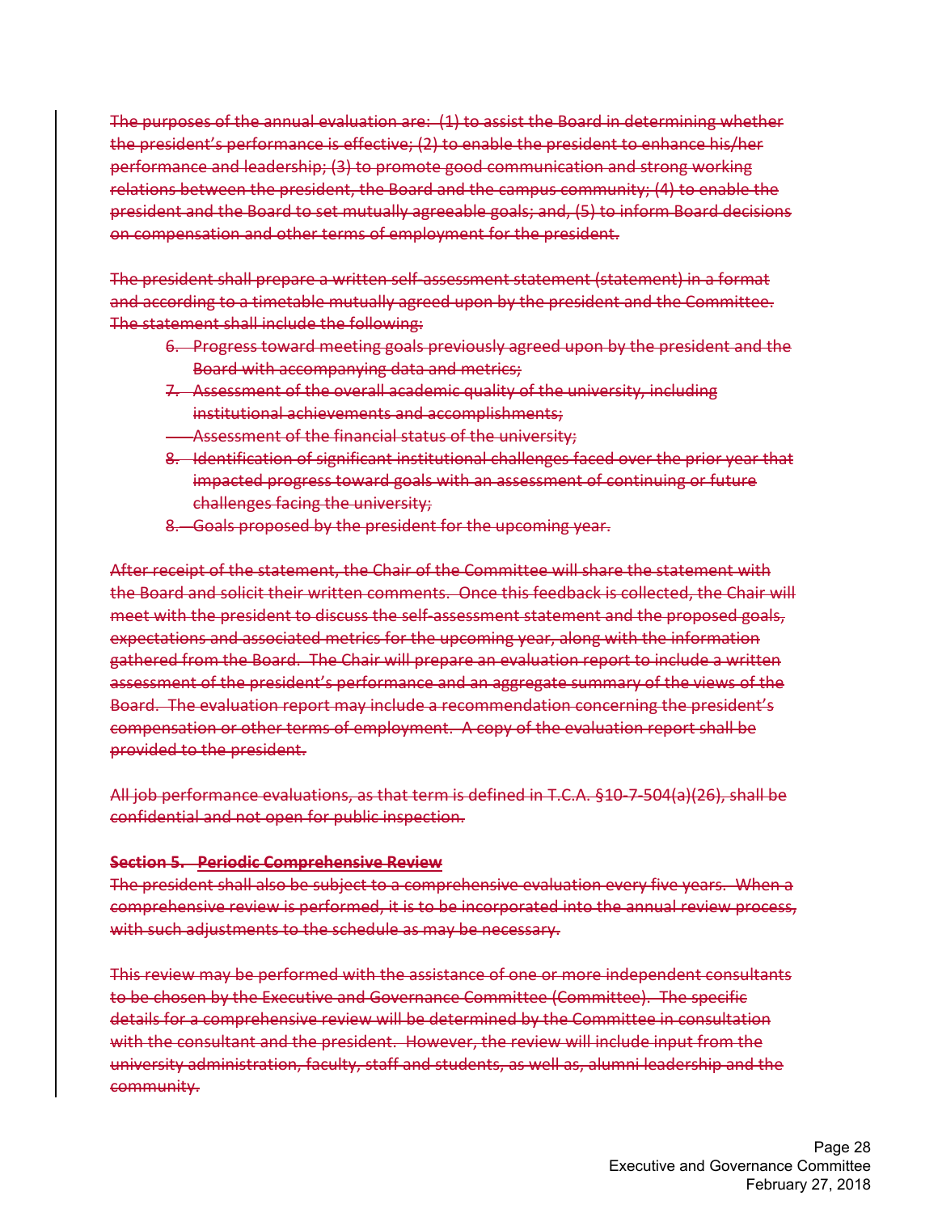~~The purposes of the annual evaluation are: (1) to assist the Board in determining whether the president's performance is effective; (2) to enable the president to enhance his/her performance and leadership; (3) to promote good communication and strong working relations between the president, the Board and the campus community; (4) to enable the president and the Board to set mutually agreeable goals; and, (5) to inform Board decisions on compensation and other terms of employment for the president.~~

~~The president shall prepare a written self-assessment statement (statement) in a format and according to a timetable mutually agreed upon by the president and the Committee. The statement shall include the following:~~

6. ~~Progress toward meeting goals previously agreed upon by the president and the Board with accompanying data and metrics;~~
7. ~~Assessment of the overall academic quality of the university, including institutional achievements and accomplishments;~~
- ~~Assessment of the financial status of the university;~~
8. ~~Identification of significant institutional challenges faced over the prior year that impacted progress toward goals with an assessment of continuing or future challenges facing the university;~~
8. ~~Goals proposed by the president for the upcoming year.~~

~~After receipt of the statement, the Chair of the Committee will share the statement with the Board and solicit their written comments. Once this feedback is collected, the Chair will meet with the president to discuss the self-assessment statement and the proposed goals, expectations and associated metrics for the upcoming year, along with the information gathered from the Board. The Chair will prepare an evaluation report to include a written assessment of the president's performance and an aggregate summary of the views of the Board. The evaluation report may include a recommendation concerning the president's compensation or other terms of employment. A copy of the evaluation report shall be provided to the president.~~

~~All job performance evaluations, as that term is defined in T.C.A. §10-7-504(a)(26), shall be confidential and not open for public inspection.~~

**~~Section 5. Periodic Comprehensive Review~~**

~~The president shall also be subject to a comprehensive evaluation every five years. When a comprehensive review is performed, it is to be incorporated into the annual review process, with such adjustments to the schedule as may be necessary.~~

~~This review may be performed with the assistance of one or more independent consultants to be chosen by the Executive and Governance Committee (Committee). The specific details for a comprehensive review will be determined by the Committee in consultation with the consultant and the president. However, the review will include input from the university administration, faculty, staff and students, as well as, alumni leadership and the community.~~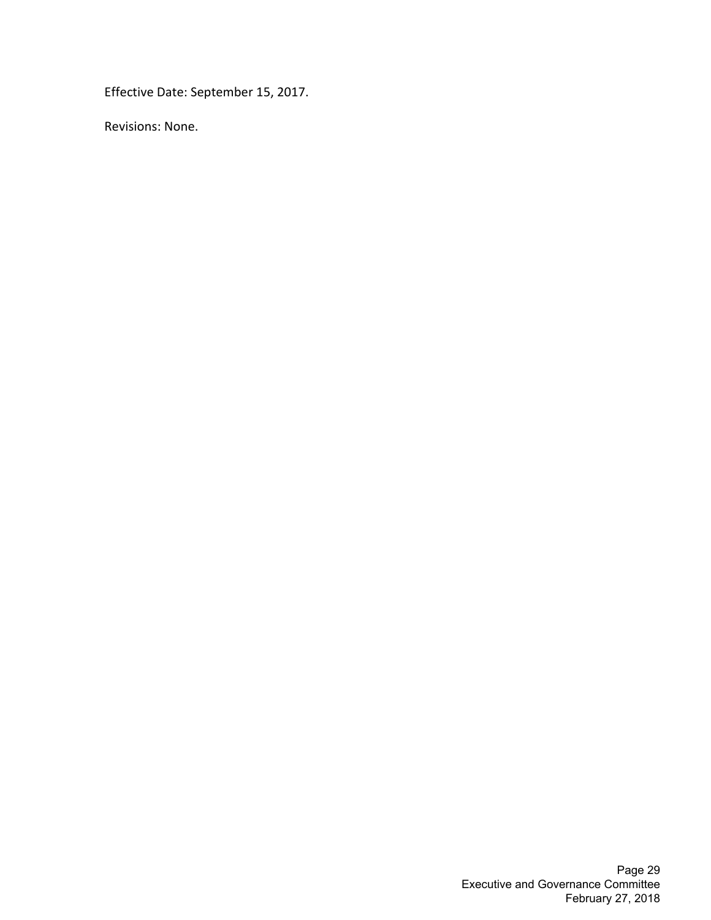Effective Date: September 15, 2017.

Revisions: None.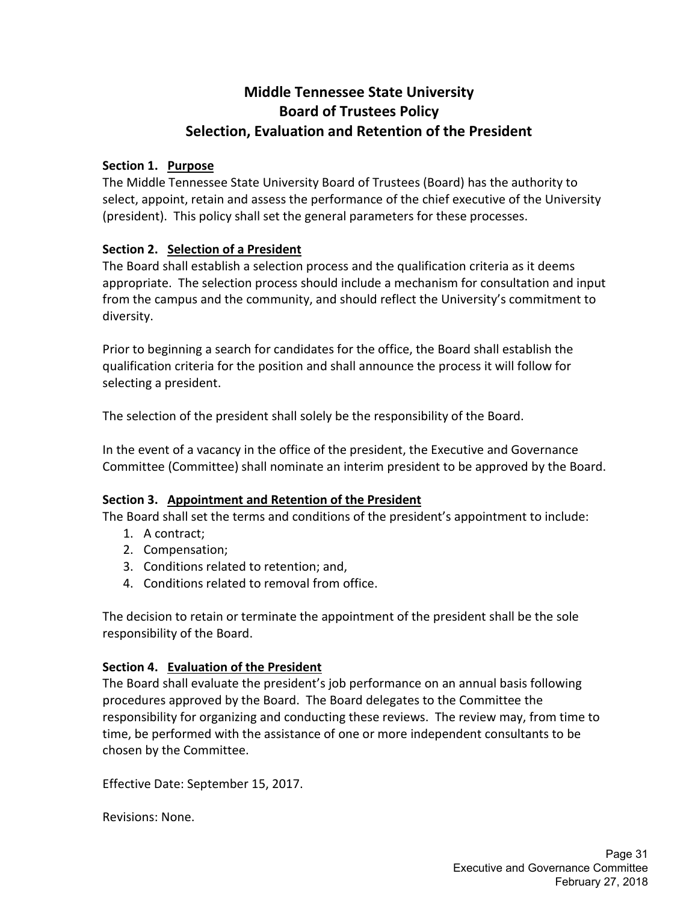# Middle Tennessee State University
# Board of Trustees Policy
# Selection, Evaluation and Retention of the President

**Section 1. Purpose**

The Middle Tennessee State University Board of Trustees (Board) has the authority to select, appoint, retain and assess the performance of the chief executive of the University (president). This policy shall set the general parameters for these processes.

**Section 2. Selection of a President**

The Board shall establish a selection process and the qualification criteria as it deems appropriate. The selection process should include a mechanism for consultation and input from the campus and the community, and should reflect the University's commitment to diversity.

Prior to beginning a search for candidates for the office, the Board shall establish the qualification criteria for the position and shall announce the process it will follow for selecting a president.

The selection of the president shall solely be the responsibility of the Board.

In the event of a vacancy in the office of the president, the Executive and Governance Committee (Committee) shall nominate an interim president to be approved by the Board.

**Section 3. Appointment and Retention of the President**

The Board shall set the terms and conditions of the president's appointment to include:

1. A contract;
2. Compensation;
3. Conditions related to retention; and,
4. Conditions related to removal from office.

The decision to retain or terminate the appointment of the president shall be the sole responsibility of the Board.

**Section 4. Evaluation of the President**

The Board shall evaluate the president's job performance on an annual basis following procedures approved by the Board. The Board delegates to the Committee the responsibility for organizing and conducting these reviews. The review may, from time to time, be performed with the assistance of one or more independent consultants to be chosen by the Committee.

Effective Date: September 15, 2017.

Revisions: None.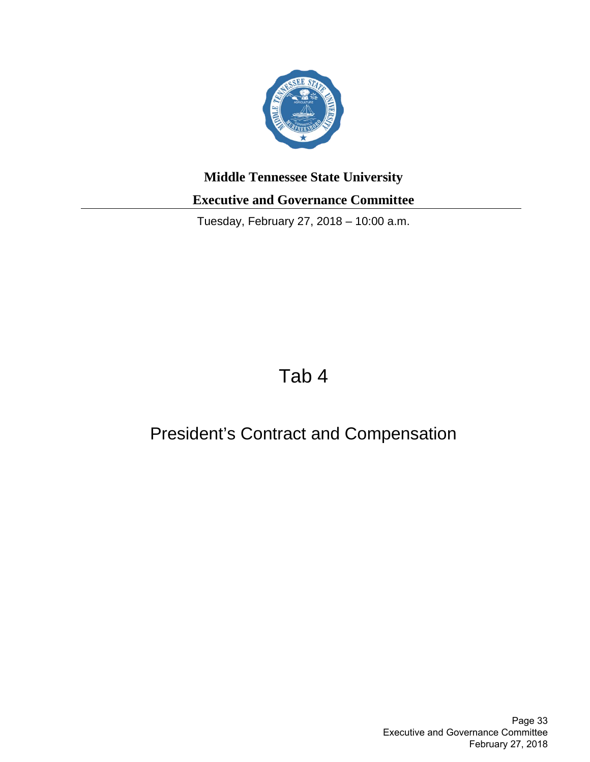**Middle Tennessee State University**

**Executive and Governance Committee**

Tuesday, February 27, 2018 – 10:00 a.m.

# Tab 4

## President's Contract and Compensation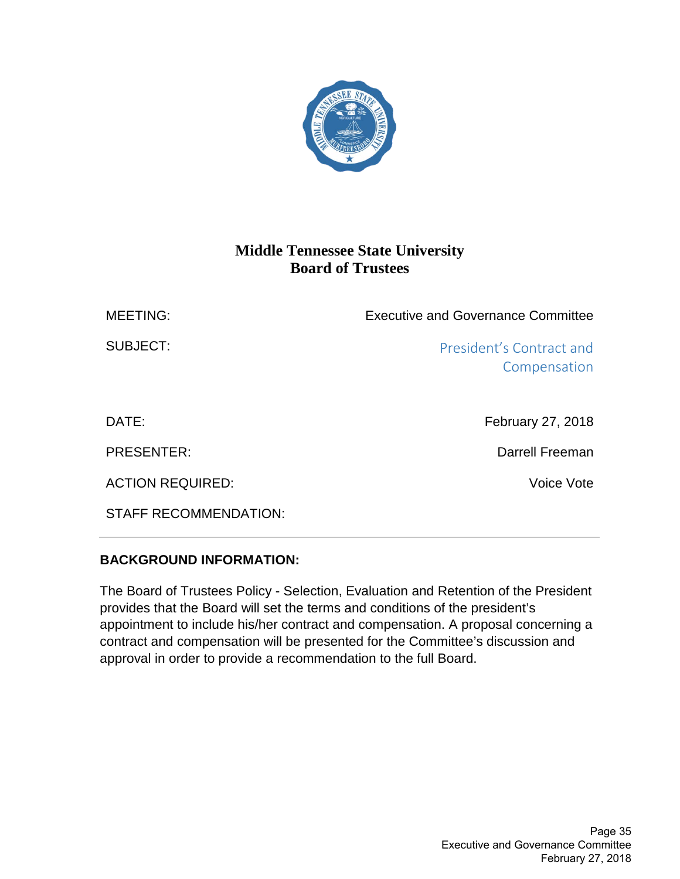# Middle Tennessee State University
## Board of Trustees

| | |
|---|---|
| MEETING: | Executive and Governance Committee |
| SUBJECT: | President's Contract and Compensation |
| DATE: | February 27, 2018 |
| PRESENTER: | Darrell Freeman |
| ACTION REQUIRED: | Voice Vote |
| STAFF RECOMMENDATION: | |

---

**BACKGROUND INFORMATION:**

The Board of Trustees Policy - Selection, Evaluation and Retention of the President provides that the Board will set the terms and conditions of the president's appointment to include his/her contract and compensation. A proposal concerning a contract and compensation will be presented for the Committee's discussion and approval in order to provide a recommendation to the full Board.